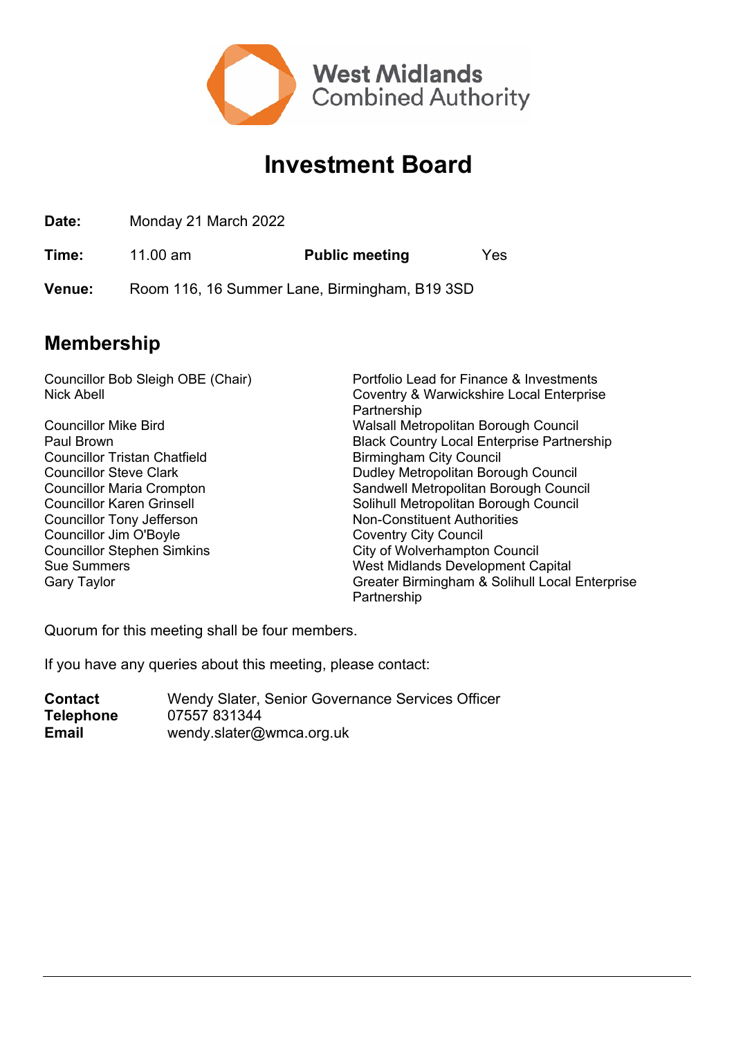West Midlands Combined Authority

# Investment Board

**Date:** Monday 21 March 2022

**Time:** 11.00 am **Public meeting** Yes

**Venue:** Room 116, 16 Summer Lane, Birmingham, B19 3SD

## Membership

| | |
|---|---|
| Councillor Bob Sleigh OBE (Chair) | Portfolio Lead for Finance & Investments |
| Nick Abell | Coventry & Warwickshire Local Enterprise Partnership |
| Councillor Mike Bird | Walsall Metropolitan Borough Council |
| Paul Brown | Black Country Local Enterprise Partnership |
| Councillor Tristan Chatfield | Birmingham City Council |
| Councillor Steve Clark | Dudley Metropolitan Borough Council |
| Councillor Maria Crompton | Sandwell Metropolitan Borough Council |
| Councillor Karen Grinsell | Solihull Metropolitan Borough Council |
| Councillor Tony Jefferson | Non-Constituent Authorities |
| Councillor Jim O'Boyle | Coventry City Council |
| Councillor Stephen Simkins | City of Wolverhampton Council |
| Sue Summers | West Midlands Development Capital |
| Gary Taylor | Greater Birmingham & Solihull Local Enterprise Partnership |

Quorum for this meeting shall be four members.

If you have any queries about this meeting, please contact:

**Contact** Wendy Slater, Senior Governance Services Officer
**Telephone** 07557 831344
**Email** wendy.slater@wmca.org.uk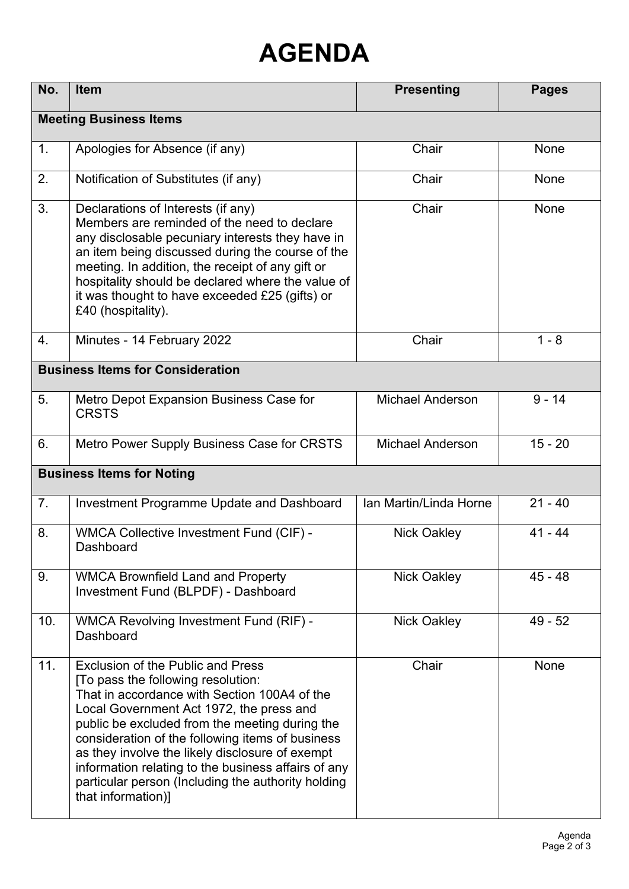# AGENDA

| No. | Item | Presenting | Pages |
|---|---|---|---|
| **Meeting Business Items** | | | |
| 1. | Apologies for Absence (if any) | Chair | None |
| 2. | Notification of Substitutes (if any) | Chair | None |
| 3. | Declarations of Interests (if any) Members are reminded of the need to declare any disclosable pecuniary interests they have in an item being discussed during the course of the meeting. In addition, the receipt of any gift or hospitality should be declared where the value of it was thought to have exceeded £25 (gifts) or £40 (hospitality). | Chair | None |
| 4. | Minutes - 14 February 2022 | Chair | 1 - 8 |
| **Business Items for Consideration** | | | |
| 5. | Metro Depot Expansion Business Case for CRSTS | Michael Anderson | 9 - 14 |
| 6. | Metro Power Supply Business Case for CRSTS | Michael Anderson | 15 - 20 |
| **Business Items for Noting** | | | |
| 7. | Investment Programme Update and Dashboard | Ian Martin/Linda Horne | 21 - 40 |
| 8. | WMCA Collective Investment Fund (CIF) - Dashboard | Nick Oakley | 41 - 44 |
| 9. | WMCA Brownfield Land and Property Investment Fund (BLPDF) - Dashboard | Nick Oakley | 45 - 48 |
| 10. | WMCA Revolving Investment Fund (RIF) - Dashboard | Nick Oakley | 49 - 52 |
| 11. | Exclusion of the Public and Press [To pass the following resolution: That in accordance with Section 100A4 of the Local Government Act 1972, the press and public be excluded from the meeting during the consideration of the following items of business as they involve the likely disclosure of exempt information relating to the business affairs of any particular person (Including the authority holding that information)] | Chair | None |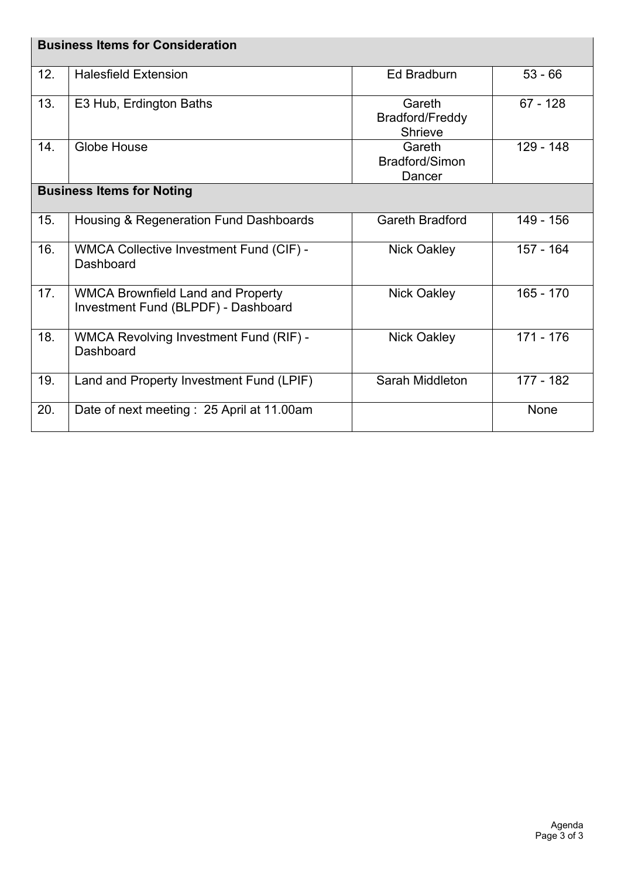| | | | |
|---|---|---|---|
| **Business Items for Consideration** | | | |
| 12. | Halesfield Extension | Ed Bradburn | 53 - 66 |
| 13. | E3 Hub, Erdington Baths | Gareth Bradford/Freddy Shrieve | 67 - 128 |
| 14. | Globe House | Gareth Bradford/Simon Dancer | 129 - 148 |
| **Business Items for Noting** | | | |
| 15. | Housing & Regeneration Fund Dashboards | Gareth Bradford | 149 - 156 |
| 16. | WMCA Collective Investment Fund (CIF) - Dashboard | Nick Oakley | 157 - 164 |
| 17. | WMCA Brownfield Land and Property Investment Fund (BLPDF) - Dashboard | Nick Oakley | 165 - 170 |
| 18. | WMCA Revolving Investment Fund (RIF) - Dashboard | Nick Oakley | 171 - 176 |
| 19. | Land and Property Investment Fund (LPIF) | Sarah Middleton | 177 - 182 |
| 20. | Date of next meeting : 25 April at 11.00am | | None |